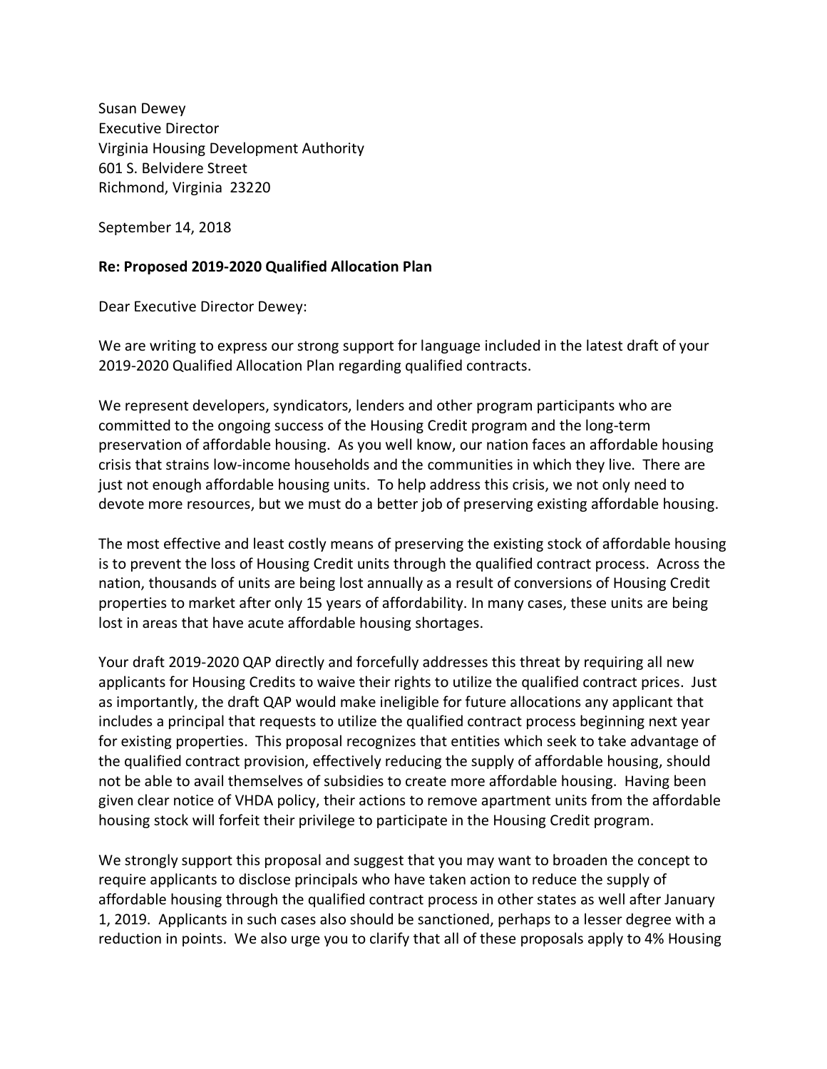Susan Dewey
Executive Director
Virginia Housing Development Authority
601 S. Belvidere Street
Richmond, Virginia 23220

September 14, 2018

**Re: Proposed 2019-2020 Qualified Allocation Plan**

Dear Executive Director Dewey:

We are writing to express our strong support for language included in the latest draft of your 2019-2020 Qualified Allocation Plan regarding qualified contracts.

We represent developers, syndicators, lenders and other program participants who are committed to the ongoing success of the Housing Credit program and the long-term preservation of affordable housing. As you well know, our nation faces an affordable housing crisis that strains low-income households and the communities in which they live. There are just not enough affordable housing units. To help address this crisis, we not only need to devote more resources, but we must do a better job of preserving existing affordable housing.

The most effective and least costly means of preserving the existing stock of affordable housing is to prevent the loss of Housing Credit units through the qualified contract process. Across the nation, thousands of units are being lost annually as a result of conversions of Housing Credit properties to market after only 15 years of affordability. In many cases, these units are being lost in areas that have acute affordable housing shortages.

Your draft 2019-2020 QAP directly and forcefully addresses this threat by requiring all new applicants for Housing Credits to waive their rights to utilize the qualified contract prices. Just as importantly, the draft QAP would make ineligible for future allocations any applicant that includes a principal that requests to utilize the qualified contract process beginning next year for existing properties. This proposal recognizes that entities which seek to take advantage of the qualified contract provision, effectively reducing the supply of affordable housing, should not be able to avail themselves of subsidies to create more affordable housing. Having been given clear notice of VHDA policy, their actions to remove apartment units from the affordable housing stock will forfeit their privilege to participate in the Housing Credit program.

We strongly support this proposal and suggest that you may want to broaden the concept to require applicants to disclose principals who have taken action to reduce the supply of affordable housing through the qualified contract process in other states as well after January 1, 2019. Applicants in such cases also should be sanctioned, perhaps to a lesser degree with a reduction in points. We also urge you to clarify that all of these proposals apply to 4% Housing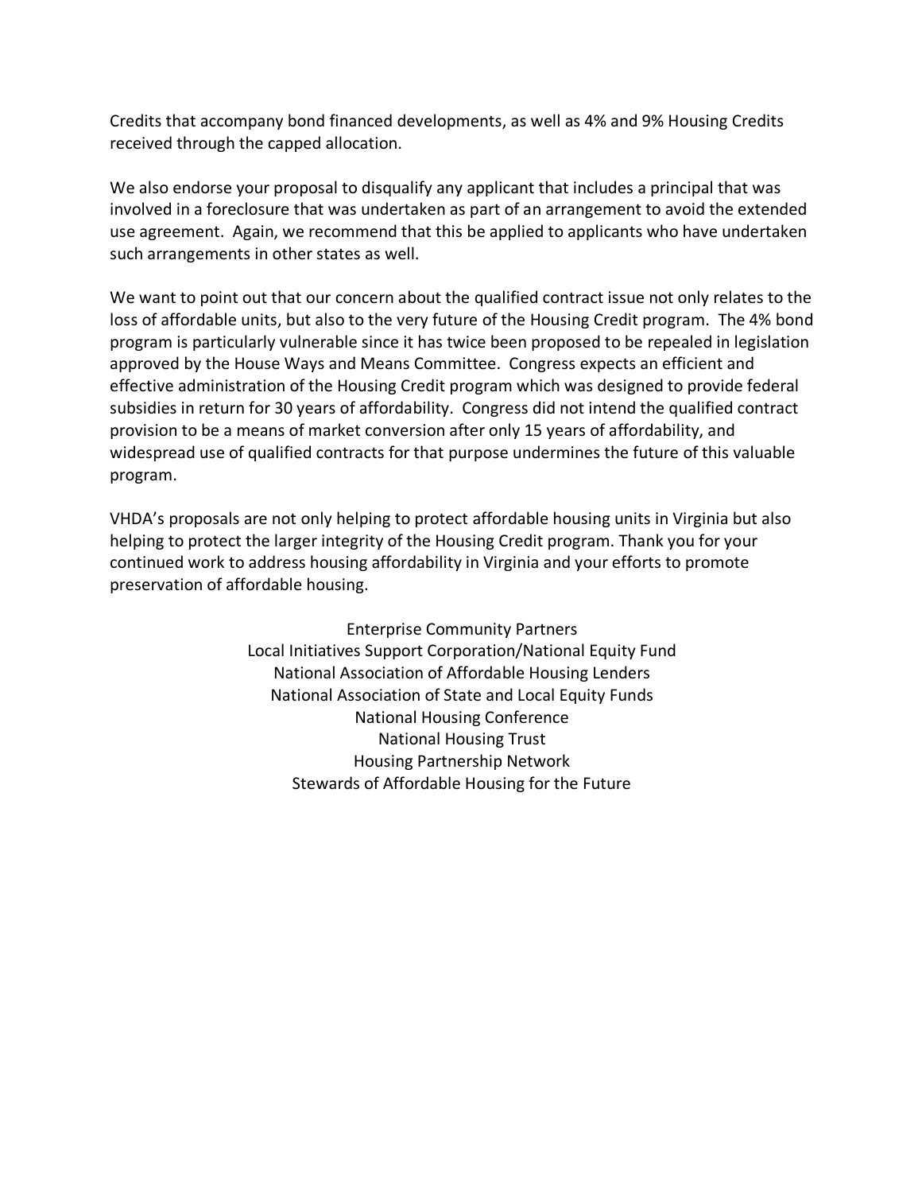Credits that accompany bond financed developments, as well as 4% and 9% Housing Credits received through the capped allocation.

We also endorse your proposal to disqualify any applicant that includes a principal that was involved in a foreclosure that was undertaken as part of an arrangement to avoid the extended use agreement. Again, we recommend that this be applied to applicants who have undertaken such arrangements in other states as well.

We want to point out that our concern about the qualified contract issue not only relates to the loss of affordable units, but also to the very future of the Housing Credit program. The 4% bond program is particularly vulnerable since it has twice been proposed to be repealed in legislation approved by the House Ways and Means Committee. Congress expects an efficient and effective administration of the Housing Credit program which was designed to provide federal subsidies in return for 30 years of affordability. Congress did not intend the qualified contract provision to be a means of market conversion after only 15 years of affordability, and widespread use of qualified contracts for that purpose undermines the future of this valuable program.

VHDA's proposals are not only helping to protect affordable housing units in Virginia but also helping to protect the larger integrity of the Housing Credit program. Thank you for your continued work to address housing affordability in Virginia and your efforts to promote preservation of affordable housing.

Enterprise Community Partners
Local Initiatives Support Corporation/National Equity Fund
National Association of Affordable Housing Lenders
National Association of State and Local Equity Funds
National Housing Conference
National Housing Trust
Housing Partnership Network
Stewards of Affordable Housing for the Future